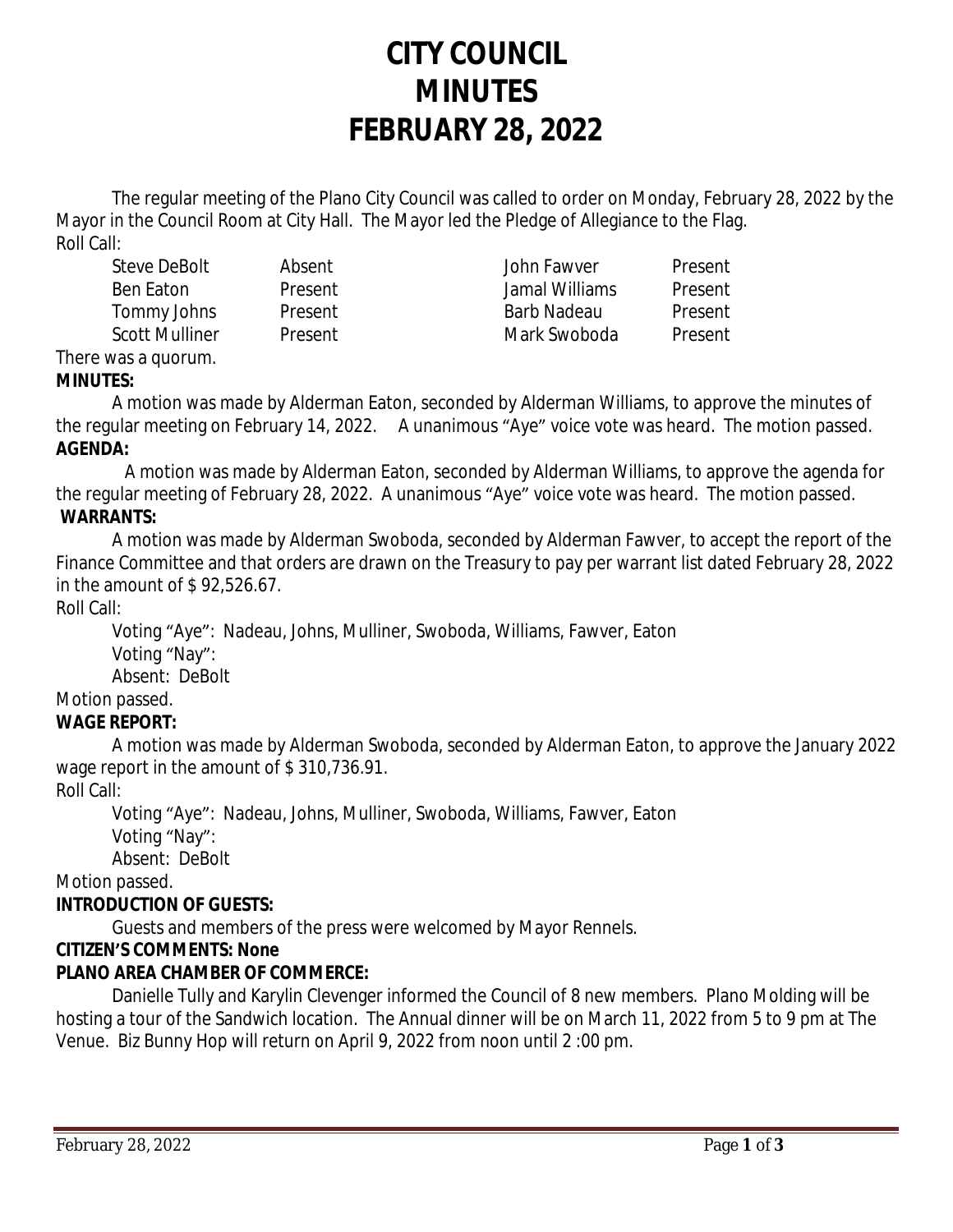# CITY COUNCIL
# MINUTES
# FEBRUARY 28, 2022

The regular meeting of the Plano City Council was called to order on Monday, February 28, 2022 by the Mayor in the Council Room at City Hall. The Mayor led the Pledge of Allegiance to the Flag.

Roll Call:

| | | | |
|---|---|---|---|
| Steve DeBolt | Absent | John Fawver | Present |
| Ben Eaton | Present | Jamal Williams | Present |
| Tommy Johns | Present | Barb Nadeau | Present |
| Scott Mulliner | Present | Mark Swoboda | Present |

There was a quorum.

**MINUTES:**

A motion was made by Alderman Eaton, seconded by Alderman Williams, to approve the minutes of the regular meeting on February 14, 2022. A unanimous "Aye" voice vote was heard. The motion passed.

**AGENDA:**

A motion was made by Alderman Eaton, seconded by Alderman Williams, to approve the agenda for the regular meeting of February 28, 2022. A unanimous "Aye" voice vote was heard. The motion passed.

**WARRANTS:**

A motion was made by Alderman Swoboda, seconded by Alderman Fawver, to accept the report of the Finance Committee and that orders are drawn on the Treasury to pay per warrant list dated February 28, 2022 in the amount of $ 92,526.67.

Roll Call:

Voting "Aye": Nadeau, Johns, Mulliner, Swoboda, Williams, Fawver, Eaton
Voting "Nay":
Absent: DeBolt

Motion passed.

**WAGE REPORT:**

A motion was made by Alderman Swoboda, seconded by Alderman Eaton, to approve the January 2022 wage report in the amount of $ 310,736.91.

Roll Call:

Voting "Aye": Nadeau, Johns, Mulliner, Swoboda, Williams, Fawver, Eaton
Voting "Nay":
Absent: DeBolt

Motion passed.

**INTRODUCTION OF GUESTS:**

Guests and members of the press were welcomed by Mayor Rennels.

**CITIZEN'S COMMENTS: None**

**PLANO AREA CHAMBER OF COMMERCE:**

Danielle Tully and Karylin Clevenger informed the Council of 8 new members. Plano Molding will be hosting a tour of the Sandwich location. The Annual dinner will be on March 11, 2022 from 5 to 9 pm at The Venue. Biz Bunny Hop will return on April 9, 2022 from noon until 2 :00 pm.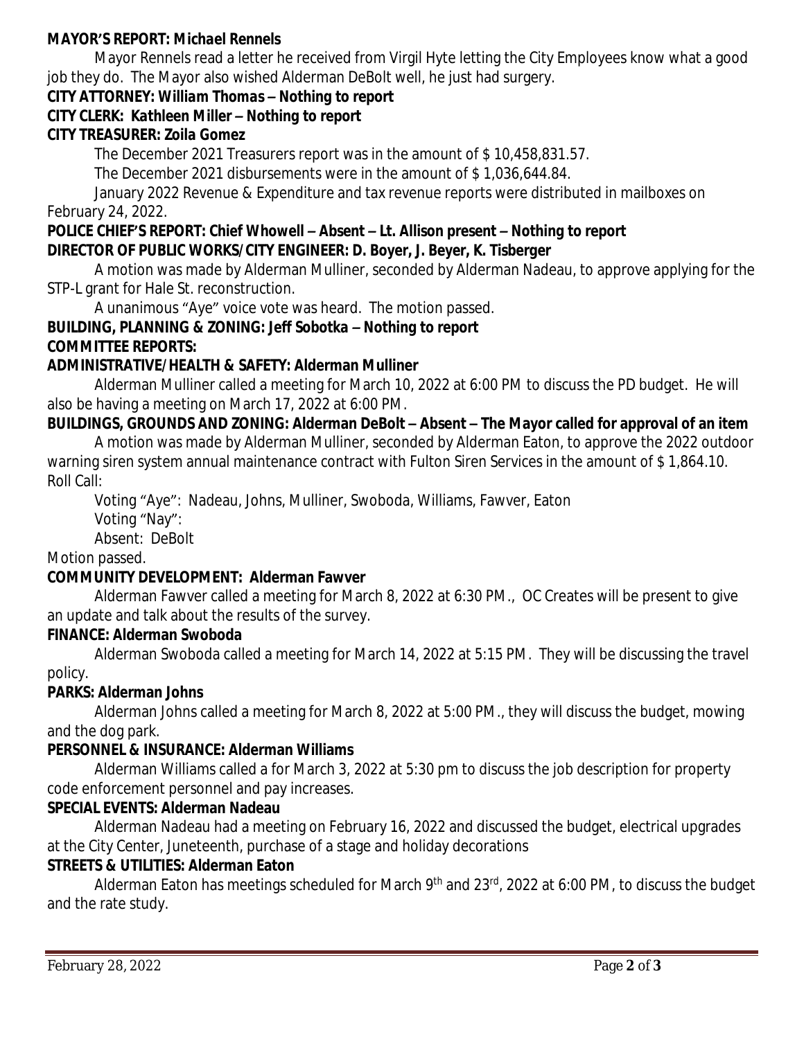**MAYOR'S REPORT: Michael Rennels**

Mayor Rennels read a letter he received from Virgil Hyte letting the City Employees know what a good job they do. The Mayor also wished Alderman DeBolt well, he just had surgery.

**CITY ATTORNEY: William Thomas – Nothing to report**

**CITY CLERK: Kathleen Miller – Nothing to report**

**CITY TREASURER: Zoila Gomez**

The December 2021 Treasurers report was in the amount of $ 10,458,831.57.

The December 2021 disbursements were in the amount of $ 1,036,644.84.

January 2022 Revenue & Expenditure and tax revenue reports were distributed in mailboxes on February 24, 2022.

**POLICE CHIEF'S REPORT: Chief Whowell – Absent – Lt. Allison present – Nothing to report**

**DIRECTOR OF PUBLIC WORKS/CITY ENGINEER: D. Boyer, J. Beyer, K. Tisberger**

A motion was made by Alderman Mulliner, seconded by Alderman Nadeau, to approve applying for the STP-L grant for Hale St. reconstruction.

A unanimous "Aye" voice vote was heard. The motion passed.

**BUILDING, PLANNING & ZONING: Jeff Sobotka – Nothing to report**

**COMMITTEE REPORTS:**

**ADMINISTRATIVE/HEALTH & SAFETY: Alderman Mulliner**

Alderman Mulliner called a meeting for March 10, 2022 at 6:00 PM to discuss the PD budget. He will also be having a meeting on March 17, 2022 at 6:00 PM.

**BUILDINGS, GROUNDS AND ZONING: Alderman DeBolt – Absent – The Mayor called for approval of an item**

A motion was made by Alderman Mulliner, seconded by Alderman Eaton, to approve the 2022 outdoor warning siren system annual maintenance contract with Fulton Siren Services in the amount of $ 1,864.10. Roll Call:

Voting "Aye": Nadeau, Johns, Mulliner, Swoboda, Williams, Fawver, Eaton

Voting "Nay":

Absent: DeBolt

Motion passed.

**COMMUNITY DEVELOPMENT: Alderman Fawver**

Alderman Fawver called a meeting for March 8, 2022 at 6:30 PM., OC Creates will be present to give an update and talk about the results of the survey.

**FINANCE: Alderman Swoboda**

Alderman Swoboda called a meeting for March 14, 2022 at 5:15 PM. They will be discussing the travel policy.

**PARKS: Alderman Johns**

Alderman Johns called a meeting for March 8, 2022 at 5:00 PM., they will discuss the budget, mowing and the dog park.

**PERSONNEL & INSURANCE: Alderman Williams**

Alderman Williams called a for March 3, 2022 at 5:30 pm to discuss the job description for property code enforcement personnel and pay increases.

**SPECIAL EVENTS: Alderman Nadeau**

Alderman Nadeau had a meeting on February 16, 2022 and discussed the budget, electrical upgrades at the City Center, Juneteenth, purchase of a stage and holiday decorations

**STREETS & UTILITIES: Alderman Eaton**

Alderman Eaton has meetings scheduled for March 9th and 23rd, 2022 at 6:00 PM, to discuss the budget and the rate study.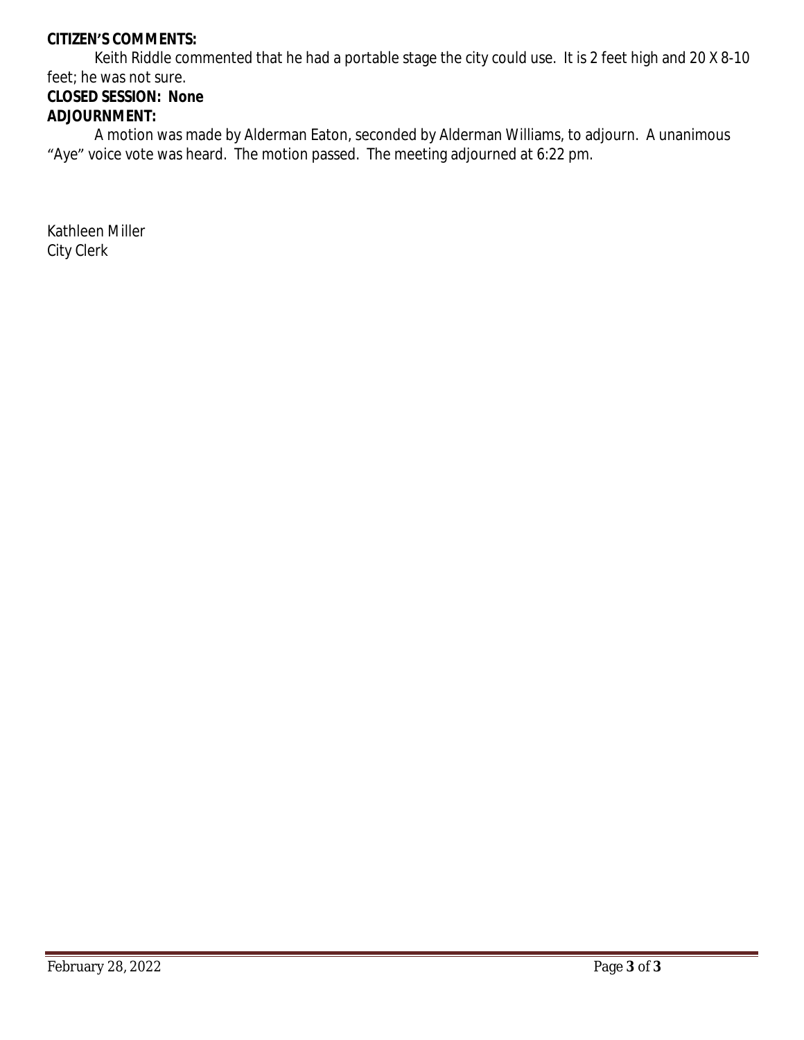**CITIZEN'S COMMENTS:**

Keith Riddle commented that he had a portable stage the city could use. It is 2 feet high and 20 X 8-10 feet; he was not sure.

**CLOSED SESSION: None**

**ADJOURNMENT:**

A motion was made by Alderman Eaton, seconded by Alderman Williams, to adjourn. A unanimous "Aye" voice vote was heard. The motion passed. The meeting adjourned at 6:22 pm.

Kathleen Miller
City Clerk